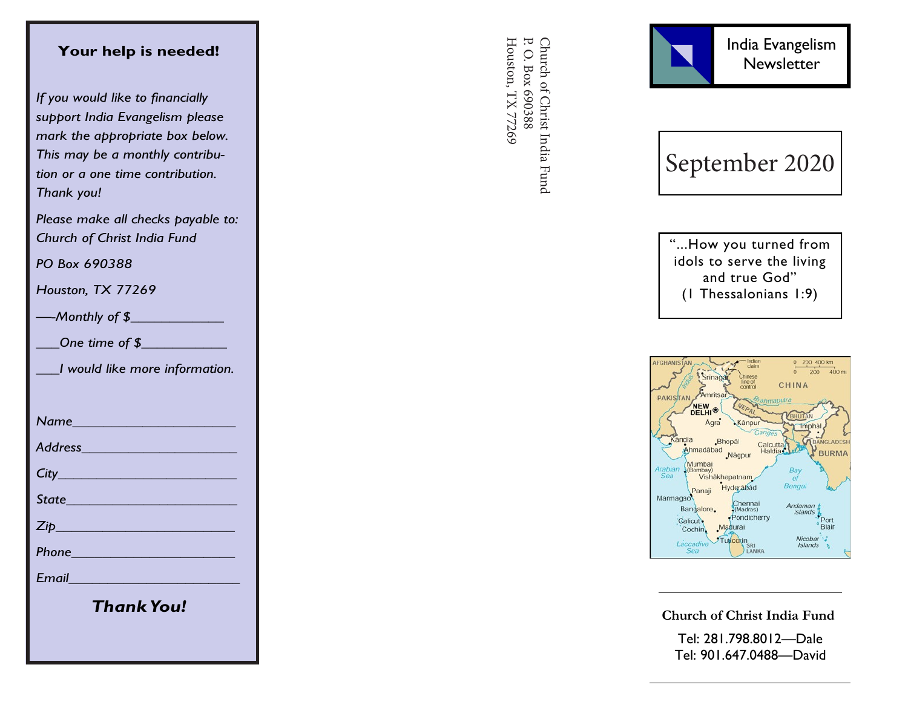## Your help is needed!

*If you would like to financially support India Evangelism please mark the appropriate box below. This may be a monthly contribution or a one time contribution. Thank you!*

*Please make all checks payable to: Church of Christ India Fund*

*PO Box 690388*

*Houston, TX 77269*

*___Monthly of $____________*

*___One time of $____________*

*___I would like more information.*

*Name______________________*

*Address____________________*

*City_______________________*

*State______________________*

*Zip________________________*

*Phone______________________*

*Email______________________*

***Thank You!***

Church of Christ India Fund
P. O. Box 690388
Houston, TX 77269

# India Evangelism Newsletter

## September 2020

"...How you turned from idols to serve the living and true God"
(1 Thessalonians 1:9)

**Church of Christ India Fund**

Tel: 281.798.8012—Dale
Tel: 901.647.0488—David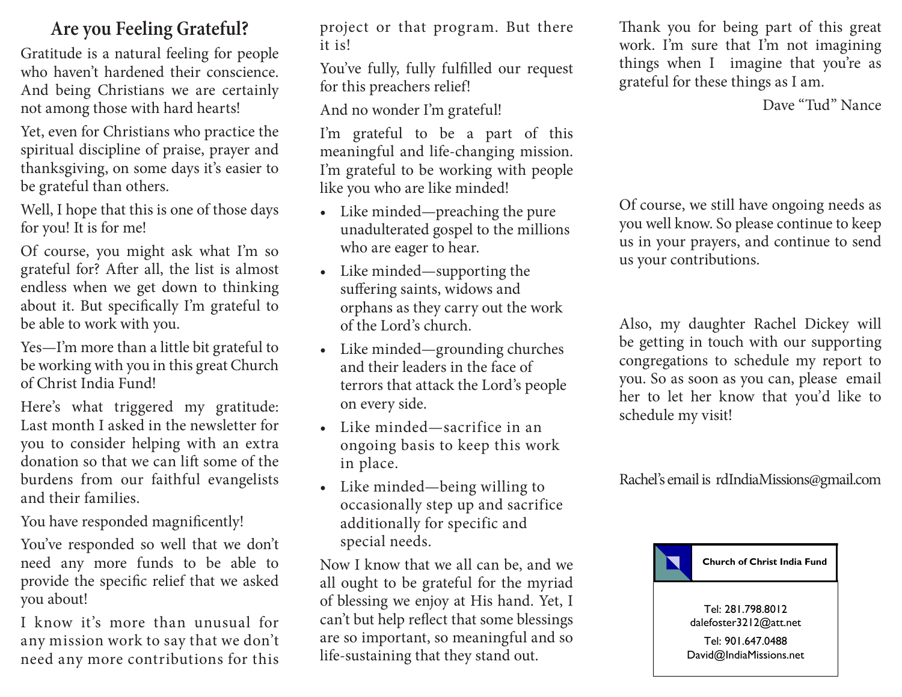## Are you Feeling Grateful?

Gratitude is a natural feeling for people who haven't hardened their conscience. And being Christians we are certainly not among those with hard hearts!

Yet, even for Christians who practice the spiritual discipline of praise, prayer and thanksgiving, on some days it's easier to be grateful than others.

Well, I hope that this is one of those days for you! It is for me!

Of course, you might ask what I'm so grateful for? After all, the list is almost endless when we get down to thinking about it. But specifically I'm grateful to be able to work with you.

Yes—I'm more than a little bit grateful to be working with you in this great Church of Christ India Fund!

Here's what triggered my gratitude: Last month I asked in the newsletter for you to consider helping with an extra donation so that we can lift some of the burdens from our faithful evangelists and their families.

You have responded magnificently!

You've responded so well that we don't need any more funds to be able to provide the specific relief that we asked you about!

I know it's more than unusual for any mission work to say that we don't need any more contributions for this project or that program. But there it is!

You've fully, fully fulfilled our request for this preachers relief!

And no wonder I'm grateful!

I'm grateful to be a part of this meaningful and life-changing mission. I'm grateful to be working with people like you who are like minded!

- Like minded—preaching the pure unadulterated gospel to the millions who are eager to hear.
- Like minded—supporting the suffering saints, widows and orphans as they carry out the work of the Lord's church.
- Like minded—grounding churches and their leaders in the face of terrors that attack the Lord's people on every side.
- Like minded—sacrifice in an ongoing basis to keep this work in place.
- Like minded—being willing to occasionally step up and sacrifice additionally for specific and special needs.

Now I know that we all can be, and we all ought to be grateful for the myriad of blessing we enjoy at His hand. Yet, I can't but help reflect that some blessings are so important, so meaningful and so life-sustaining that they stand out.

Thank you for being part of this great work. I'm sure that I'm not imagining things when I imagine that you're as grateful for these things as I am.

Dave "Tud" Nance

Of course, we still have ongoing needs as you well know. So please continue to keep us in your prayers, and continue to send us your contributions.

Also, my daughter Rachel Dickey will be getting in touch with our supporting congregations to schedule my report to you. So as soon as you can, please email her to let her know that you'd like to schedule my visit!

Rachel's email is rdIndiaMissions@gmail.com

**Church of Christ India Fund**

Tel: 281.798.8012
dalefoster3212@att.net

Tel: 901.647.0488
David@IndiaMissions.net